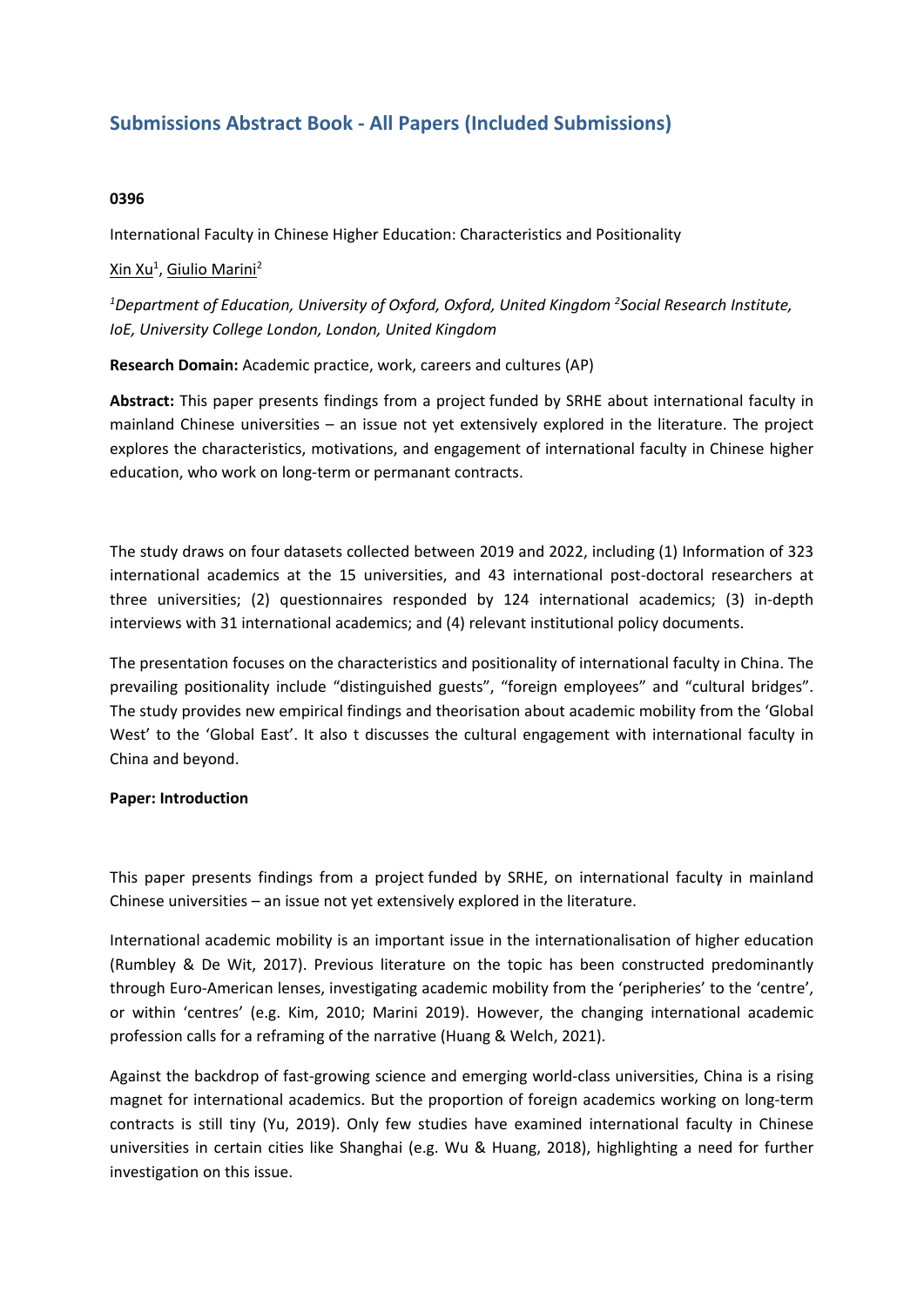## Submissions Abstract Book - All Papers (Included Submissions)

**0396**

International Faculty in Chinese Higher Education: Characteristics and Positionality

Xin Xu[1], Giulio Marini[2]

*[1]Department of Education, University of Oxford, Oxford, United Kingdom [2]Social Research Institute, IoE, University College London, London, United Kingdom*

**Research Domain:** Academic practice, work, careers and cultures (AP)

**Abstract:** This paper presents findings from a project funded by SRHE about international faculty in mainland Chinese universities – an issue not yet extensively explored in the literature. The project explores the characteristics, motivations, and engagement of international faculty in Chinese higher education, who work on long-term or permanant contracts.

The study draws on four datasets collected between 2019 and 2022, including (1) Information of 323 international academics at the 15 universities, and 43 international post-doctoral researchers at three universities; (2) questionnaires responded by 124 international academics; (3) in-depth interviews with 31 international academics; and (4) relevant institutional policy documents.

The presentation focuses on the characteristics and positionality of international faculty in China. The prevailing positionality include "distinguished guests", "foreign employees" and "cultural bridges". The study provides new empirical findings and theorisation about academic mobility from the 'Global West' to the 'Global East'. It also t discusses the cultural engagement with international faculty in China and beyond.

**Paper: Introduction**

This paper presents findings from a project funded by SRHE, on international faculty in mainland Chinese universities – an issue not yet extensively explored in the literature.

International academic mobility is an important issue in the internationalisation of higher education (Rumbley & De Wit, 2017). Previous literature on the topic has been constructed predominantly through Euro-American lenses, investigating academic mobility from the 'peripheries' to the 'centre', or within 'centres' (e.g. Kim, 2010; Marini 2019). However, the changing international academic profession calls for a reframing of the narrative (Huang & Welch, 2021).

Against the backdrop of fast-growing science and emerging world-class universities, China is a rising magnet for international academics. But the proportion of foreign academics working on long-term contracts is still tiny (Yu, 2019). Only few studies have examined international faculty in Chinese universities in certain cities like Shanghai (e.g. Wu & Huang, 2018), highlighting a need for further investigation on this issue.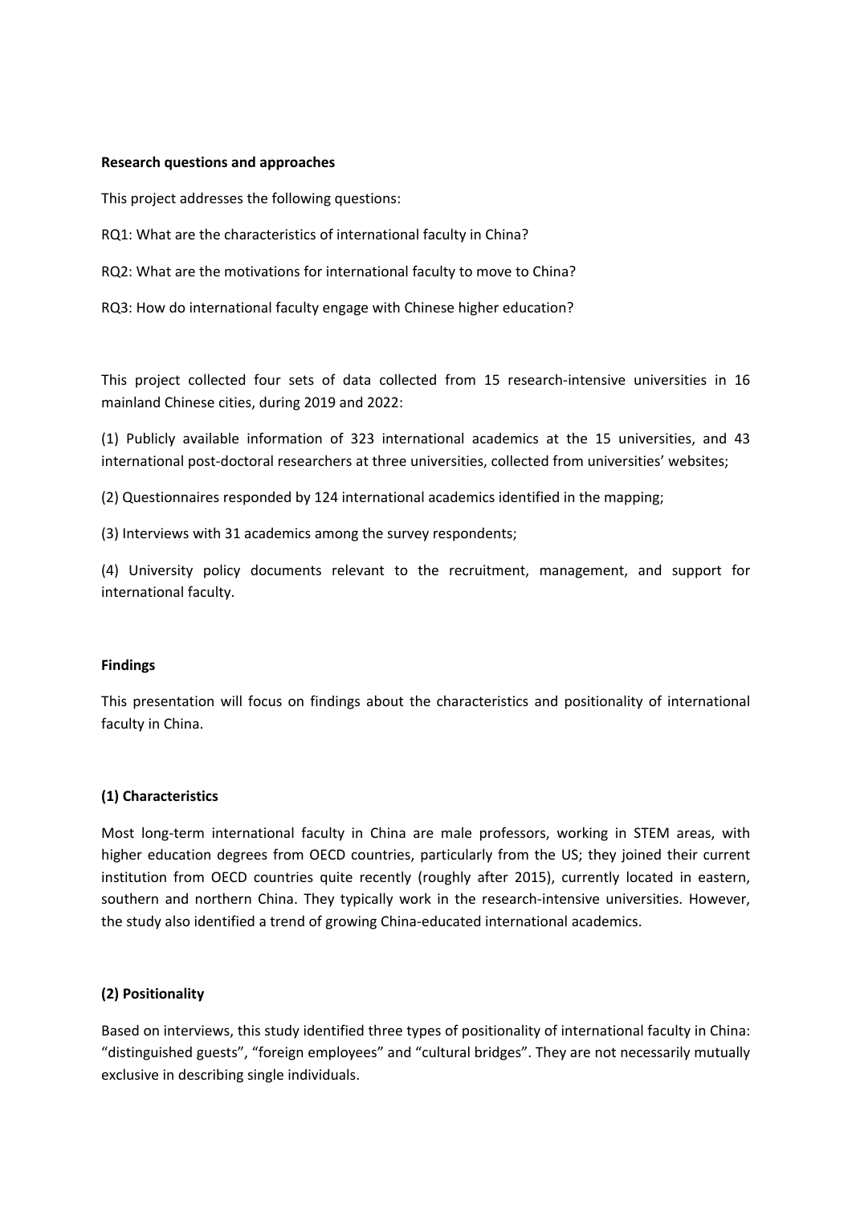**Research questions and approaches**

This project addresses the following questions:

RQ1: What are the characteristics of international faculty in China?

RQ2: What are the motivations for international faculty to move to China?

RQ3: How do international faculty engage with Chinese higher education?

This project collected four sets of data collected from 15 research-intensive universities in 16 mainland Chinese cities, during 2019 and 2022:

(1) Publicly available information of 323 international academics at the 15 universities, and 43 international post-doctoral researchers at three universities, collected from universities' websites;

(2) Questionnaires responded by 124 international academics identified in the mapping;

(3) Interviews with 31 academics among the survey respondents;

(4) University policy documents relevant to the recruitment, management, and support for international faculty.

**Findings**

This presentation will focus on findings about the characteristics and positionality of international faculty in China.

**(1) Characteristics**

Most long-term international faculty in China are male professors, working in STEM areas, with higher education degrees from OECD countries, particularly from the US; they joined their current institution from OECD countries quite recently (roughly after 2015), currently located in eastern, southern and northern China. They typically work in the research-intensive universities. However, the study also identified a trend of growing China-educated international academics.

**(2) Positionality**

Based on interviews, this study identified three types of positionality of international faculty in China: "distinguished guests", "foreign employees" and "cultural bridges". They are not necessarily mutually exclusive in describing single individuals.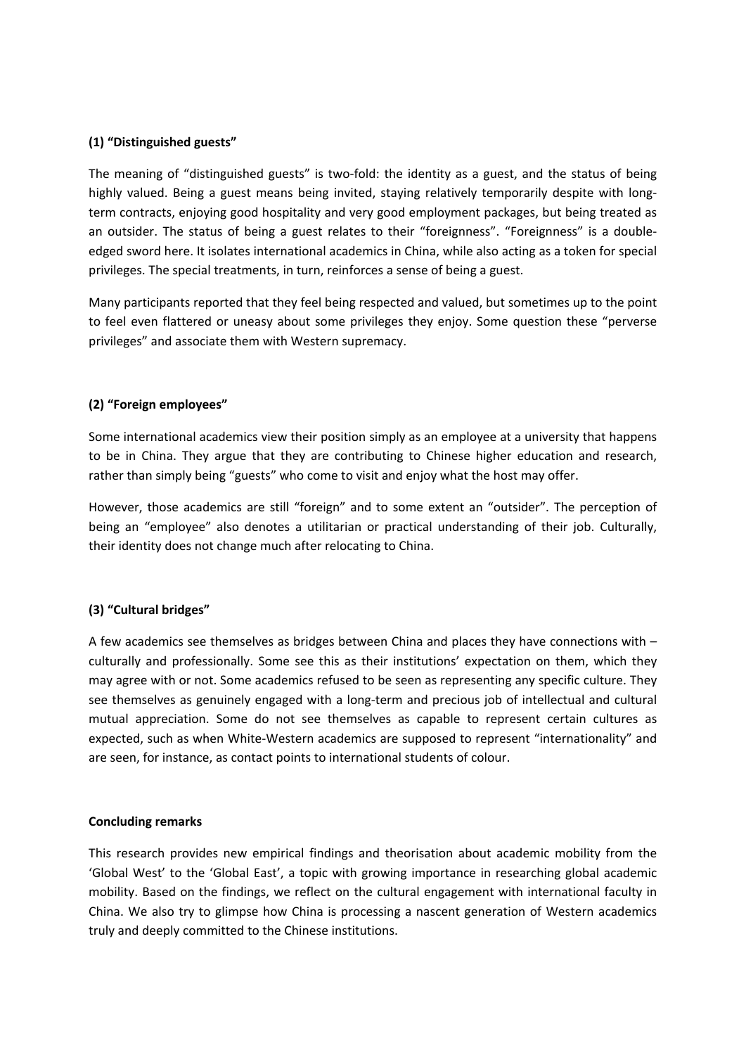**(1) “Distinguished guests”**

The meaning of “distinguished guests” is two-fold: the identity as a guest, and the status of being highly valued. Being a guest means being invited, staying relatively temporarily despite with long-term contracts, enjoying good hospitality and very good employment packages, but being treated as an outsider. The status of being a guest relates to their “foreignness”. “Foreignness” is a double-edged sword here. It isolates international academics in China, while also acting as a token for special privileges. The special treatments, in turn, reinforces a sense of being a guest.

Many participants reported that they feel being respected and valued, but sometimes up to the point to feel even flattered or uneasy about some privileges they enjoy. Some question these “perverse privileges” and associate them with Western supremacy.

**(2) “Foreign employees”**

Some international academics view their position simply as an employee at a university that happens to be in China. They argue that they are contributing to Chinese higher education and research, rather than simply being “guests” who come to visit and enjoy what the host may offer.

However, those academics are still “foreign” and to some extent an “outsider”. The perception of being an “employee” also denotes a utilitarian or practical understanding of their job. Culturally, their identity does not change much after relocating to China.

**(3) “Cultural bridges”**

A few academics see themselves as bridges between China and places they have connections with – culturally and professionally. Some see this as their institutions’ expectation on them, which they may agree with or not. Some academics refused to be seen as representing any specific culture. They see themselves as genuinely engaged with a long-term and precious job of intellectual and cultural mutual appreciation. Some do not see themselves as capable to represent certain cultures as expected, such as when White-Western academics are supposed to represent “internationality” and are seen, for instance, as contact points to international students of colour.

**Concluding remarks**

This research provides new empirical findings and theorisation about academic mobility from the ‘Global West’ to the ‘Global East’, a topic with growing importance in researching global academic mobility. Based on the findings, we reflect on the cultural engagement with international faculty in China. We also try to glimpse how China is processing a nascent generation of Western academics truly and deeply committed to the Chinese institutions.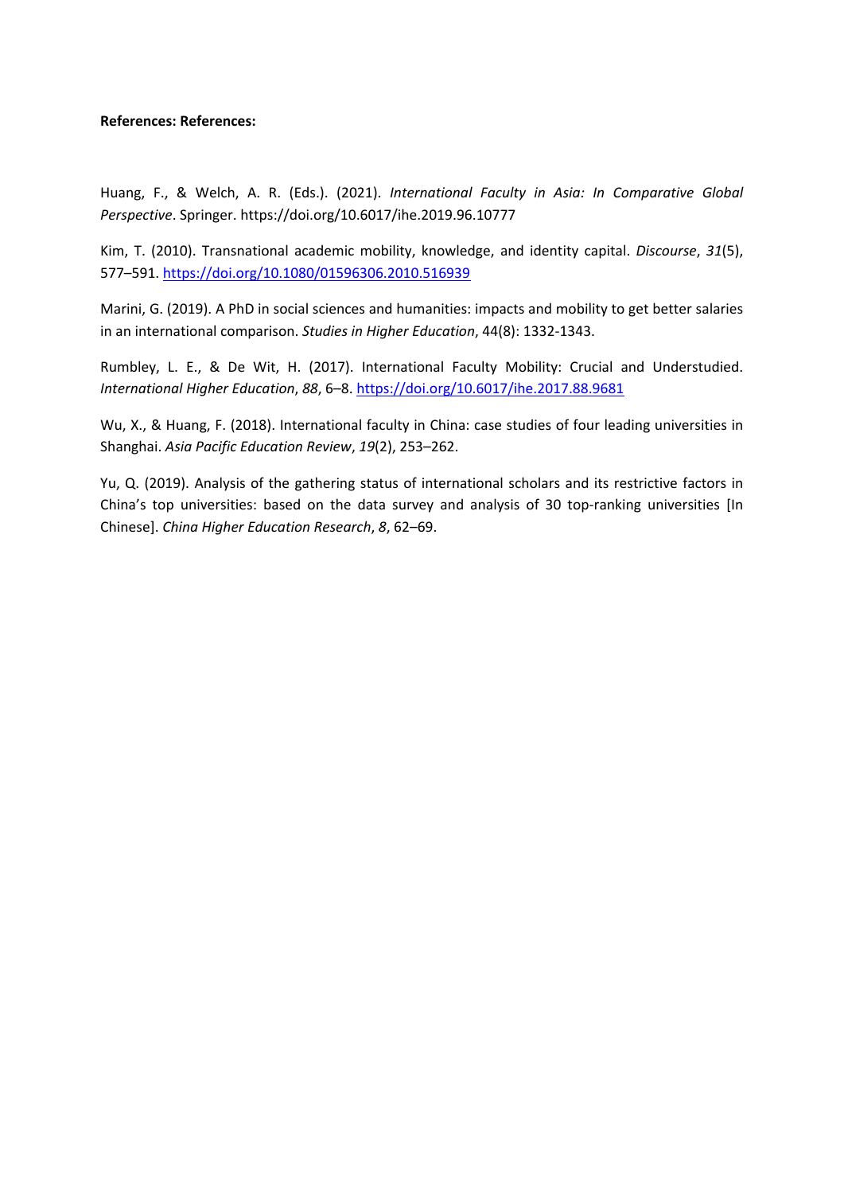**References: References:**

Huang, F., & Welch, A. R. (Eds.). (2021). *International Faculty in Asia: In Comparative Global Perspective*. Springer. https://doi.org/10.6017/ihe.2019.96.10777

Kim, T. (2010). Transnational academic mobility, knowledge, and identity capital. *Discourse*, *31*(5), 577–591. https://doi.org/10.1080/01596306.2010.516939

Marini, G. (2019). A PhD in social sciences and humanities: impacts and mobility to get better salaries in an international comparison. *Studies in Higher Education*, 44(8): 1332-1343.

Rumbley, L. E., & De Wit, H. (2017). International Faculty Mobility: Crucial and Understudied. *International Higher Education*, *88*, 6–8. https://doi.org/10.6017/ihe.2017.88.9681

Wu, X., & Huang, F. (2018). International faculty in China: case studies of four leading universities in Shanghai. *Asia Pacific Education Review*, *19*(2), 253–262.

Yu, Q. (2019). Analysis of the gathering status of international scholars and its restrictive factors in China's top universities: based on the data survey and analysis of 30 top-ranking universities [In Chinese]. *China Higher Education Research*, *8*, 62–69.